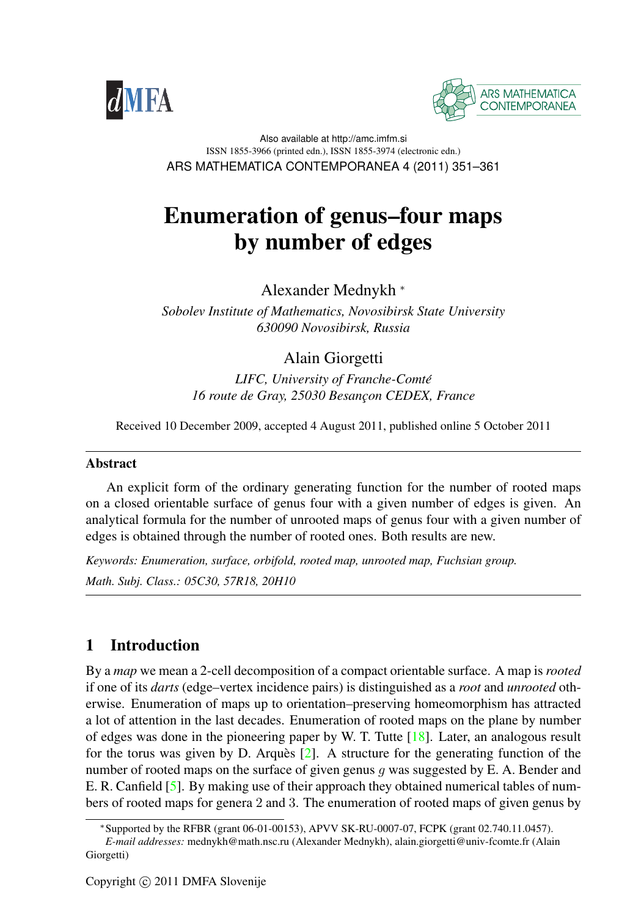Also available at http://amc.imfm.si
ISSN 1855-3966 (printed edn.), ISSN 1855-3974 (electronic edn.)

# Enumeration of genus–four maps by number of edges

Alexander Mednykh *

*Sobolev Institute of Mathematics, Novosibirsk State University*
*630090 Novosibirsk, Russia*

Alain Giorgetti

*LIFC, University of Franche-Comté*
*16 route de Gray, 25030 Besançon CEDEX, France*

Received 10 December 2009, accepted 4 August 2011, published online 5 October 2011

## Abstract

An explicit form of the ordinary generating function for the number of rooted maps on a closed orientable surface of genus four with a given number of edges is given. An analytical formula for the number of unrooted maps of genus four with a given number of edges is obtained through the number of rooted ones. Both results are new.

*Keywords: Enumeration, surface, orbifold, rooted map, unrooted map, Fuchsian group.*

*Math. Subj. Class.: 05C30, 57R18, 20H10*

## 1 Introduction

By a *map* we mean a 2-cell decomposition of a compact orientable surface. A map is *rooted* if one of its *darts* (edge–vertex incidence pairs) is distinguished as a *root* and *unrooted* otherwise. Enumeration of maps up to orientation–preserving homeomorphism has attracted a lot of attention in the last decades. Enumeration of rooted maps on the plane by number of edges was done in the pioneering paper by W. T. Tutte [18]. Later, an analogous result for the torus was given by D. Arquès [2]. A structure for the generating function of the number of rooted maps on the surface of given genus $g$ was suggested by E. A. Bender and E. R. Canfield [5]. By making use of their approach they obtained numerical tables of numbers of rooted maps for genera 2 and 3. The enumeration of rooted maps of given genus by

*Supported by the RFBR (grant 06-01-00153), APVV SK-RU-0007-07, FCPK (grant 02.740.11.0457).
*E-mail addresses:* mednykh@math.nsc.ru (Alexander Mednykh), alain.giorgetti@univ-fcomte.fr (Alain Giorgetti)

Copyright © 2011 DMFA Slovenije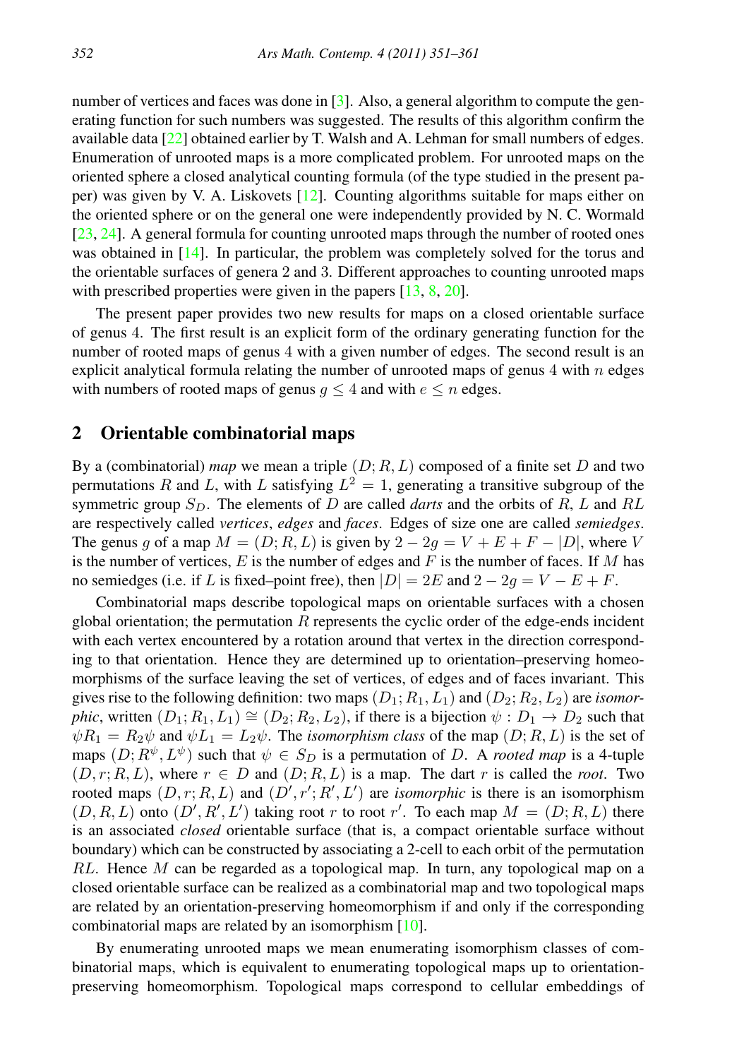number of vertices and faces was done in [3]. Also, a general algorithm to compute the generating function for such numbers was suggested. The results of this algorithm confirm the available data [22] obtained earlier by T. Walsh and A. Lehman for small numbers of edges. Enumeration of unrooted maps is a more complicated problem. For unrooted maps on the oriented sphere a closed analytical counting formula (of the type studied in the present paper) was given by V. A. Liskovets [12]. Counting algorithms suitable for maps either on the oriented sphere or on the general one were independently provided by N. C. Wormald [23, 24]. A general formula for counting unrooted maps through the number of rooted ones was obtained in [14]. In particular, the problem was completely solved for the torus and the orientable surfaces of genera 2 and 3. Different approaches to counting unrooted maps with prescribed properties were given in the papers [13, 8, 20].

The present paper provides two new results for maps on a closed orientable surface of genus 4. The first result is an explicit form of the ordinary generating function for the number of rooted maps of genus 4 with a given number of edges. The second result is an explicit analytical formula relating the number of unrooted maps of genus 4 with $n$ edges with numbers of rooted maps of genus $g \leq 4$ and with $e \leq n$ edges.

## 2 Orientable combinatorial maps

By a (combinatorial) *map* we mean a triple $(D; R, L)$ composed of a finite set $D$ and two permutations $R$ and $L$, with $L$ satisfying $L^2 = 1$, generating a transitive subgroup of the symmetric group $S_D$. The elements of $D$ are called *darts* and the orbits of $R$, $L$ and $RL$ are respectively called *vertices*, *edges* and *faces*. Edges of size one are called *semiedges*. The genus $g$ of a map $M = (D; R, L)$ is given by $2 - 2g = V + E + F - |D|$, where $V$ is the number of vertices, $E$ is the number of edges and $F$ is the number of faces. If $M$ has no semiedges (i.e. if $L$ is fixed–point free), then $|D| = 2E$ and $2 - 2g = V - E + F$.

Combinatorial maps describe topological maps on orientable surfaces with a chosen global orientation; the permutation $R$ represents the cyclic order of the edge-ends incident with each vertex encountered by a rotation around that vertex in the direction corresponding to that orientation. Hence they are determined up to orientation–preserving homeomorphisms of the surface leaving the set of vertices, of edges and of faces invariant. This gives rise to the following definition: two maps $(D_1; R_1, L_1)$ and $(D_2; R_2, L_2)$ are *isomorphic*, written $(D_1; R_1, L_1) \cong (D_2; R_2, L_2)$, if there is a bijection $\psi : D_1 \to D_2$ such that $\psi R_1 = R_2 \psi$ and $\psi L_1 = L_2 \psi$. The *isomorphism class* of the map $(D; R, L)$ is the set of maps $(D; R^\psi, L^\psi)$ such that $\psi \in S_D$ is a permutation of $D$. A *rooted map* is a 4-tuple $(D, r; R, L)$, where $r \in D$ and $(D; R, L)$ is a map. The dart $r$ is called the *root*. Two rooted maps $(D, r; R, L)$ and $(D', r'; R', L')$ are *isomorphic* is there is an isomorphism $(D, R, L)$ onto $(D', R', L')$ taking root $r$ to root $r'$. To each map $M = (D; R, L)$ there is an associated *closed* orientable surface (that is, a compact orientable surface without boundary) which can be constructed by associating a 2-cell to each orbit of the permutation $RL$. Hence $M$ can be regarded as a topological map. In turn, any topological map on a closed orientable surface can be realized as a combinatorial map and two topological maps are related by an orientation-preserving homeomorphism if and only if the corresponding combinatorial maps are related by an isomorphism [10].

By enumerating unrooted maps we mean enumerating isomorphism classes of combinatorial maps, which is equivalent to enumerating topological maps up to orientation-preserving homeomorphism. Topological maps correspond to cellular embeddings of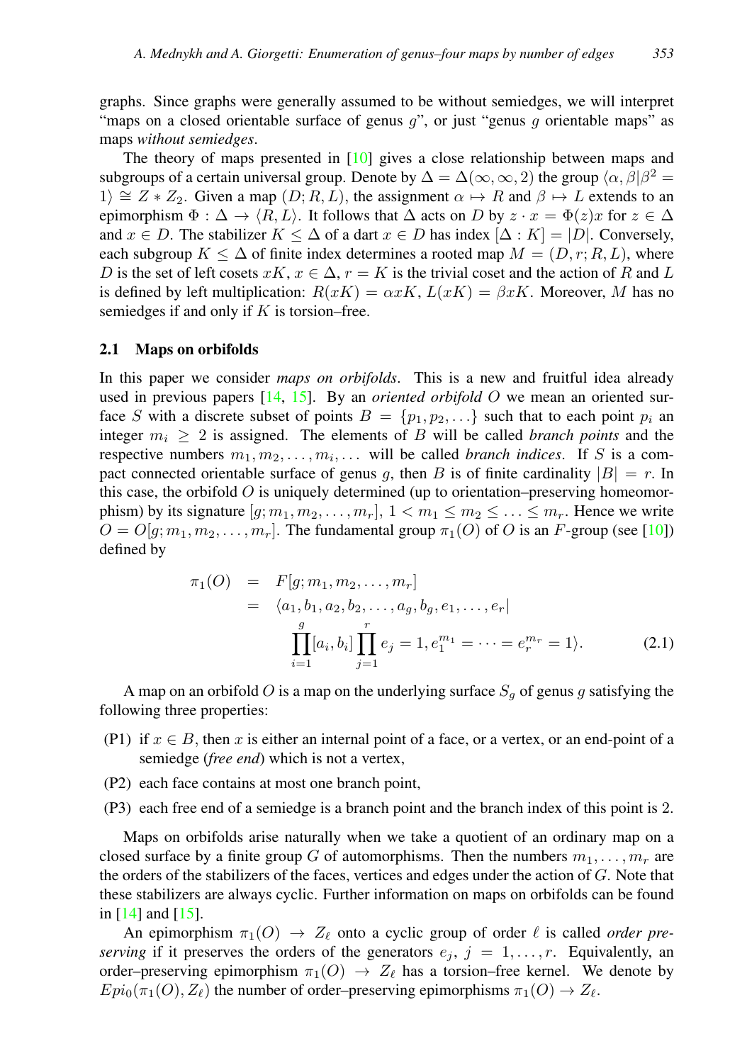graphs. Since graphs were generally assumed to be without semiedges, we will interpret "maps on a closed orientable surface of genus $g$", or just "genus $g$ orientable maps" as maps *without semiedges*.

The theory of maps presented in [10] gives a close relationship between maps and subgroups of a certain universal group. Denote by $\Delta = \Delta(\infty, \infty, 2)$ the group $\langle \alpha, \beta | \beta^2 = 1 \rangle \cong Z * Z_2$. Given a map $(D; R, L)$, the assignment $\alpha \mapsto R$ and $\beta \mapsto L$ extends to an epimorphism $\Phi : \Delta \to \langle R, L \rangle$. It follows that $\Delta$ acts on $D$ by $z \cdot x = \Phi(z)x$ for $z \in \Delta$ and $x \in D$. The stabilizer $K \leq \Delta$ of a dart $x \in D$ has index $[\Delta : K] = |D|$. Conversely, each subgroup $K \leq \Delta$ of finite index determines a rooted map $M = (D, r; R, L)$, where $D$ is the set of left cosets $xK$, $x \in \Delta$, $r = K$ is the trivial coset and the action of $R$ and $L$ is defined by left multiplication: $R(xK) = \alpha x K$, $L(xK) = \beta x K$. Moreover, $M$ has no semiedges if and only if $K$ is torsion–free.

### 2.1 Maps on orbifolds

In this paper we consider *maps on orbifolds*. This is a new and fruitful idea already used in previous papers [14, 15]. By an *oriented orbifold* $O$ we mean an oriented surface $S$ with a discrete subset of points $B = \{p_1, p_2, \ldots\}$ such that to each point $p_i$ an integer $m_i \geq 2$ is assigned. The elements of $B$ will be called *branch points* and the respective numbers $m_1, m_2, \ldots, m_i, \ldots$ will be called *branch indices*. If $S$ is a compact connected orientable surface of genus $g$, then $B$ is of finite cardinality $|B| = r$. In this case, the orbifold $O$ is uniquely determined (up to orientation–preserving homeomorphism) by its signature $[g; m_1, m_2, \ldots, m_r]$, $1 < m_1 \leq m_2 \leq \ldots \leq m_r$. Hence we write $O = O[g; m_1, m_2, \ldots, m_r]$. The fundamental group $\pi_1(O)$ of $O$ is an $F$-group (see [10]) defined by

$$
\begin{aligned}
\pi_1(O) &= F[g; m_1, m_2, \ldots, m_r] \\
&= \langle a_1, b_1, a_2, b_2, \ldots, a_g, b_g, e_1, \ldots, e_r | \\
&\qquad \prod_{i=1}^{g} [a_i, b_i] \prod_{j=1}^{r} e_j = 1, e_1^{m_1} = \cdots = e_r^{m_r} = 1 \rangle. \qquad (2.1)
\end{aligned}
$$

A map on an orbifold $O$ is a map on the underlying surface $S_g$ of genus $g$ satisfying the following three properties:

- (P1) if $x \in B$, then $x$ is either an internal point of a face, or a vertex, or an end-point of a semiedge (*free end*) which is not a vertex,
- (P2) each face contains at most one branch point,
- (P3) each free end of a semiedge is a branch point and the branch index of this point is 2.

Maps on orbifolds arise naturally when we take a quotient of an ordinary map on a closed surface by a finite group $G$ of automorphisms. Then the numbers $m_1, \ldots, m_r$ are the orders of the stabilizers of the faces, vertices and edges under the action of $G$. Note that these stabilizers are always cyclic. Further information on maps on orbifolds can be found in [14] and [15].

An epimorphism $\pi_1(O) \to Z_\ell$ onto a cyclic group of order $\ell$ is called *order preserving* if it preserves the orders of the generators $e_j$, $j = 1, \ldots, r$. Equivalently, an order–preserving epimorphism $\pi_1(O) \to Z_\ell$ has a torsion–free kernel. We denote by $Epi_0(\pi_1(O), Z_\ell)$ the number of order–preserving epimorphisms $\pi_1(O) \to Z_\ell$.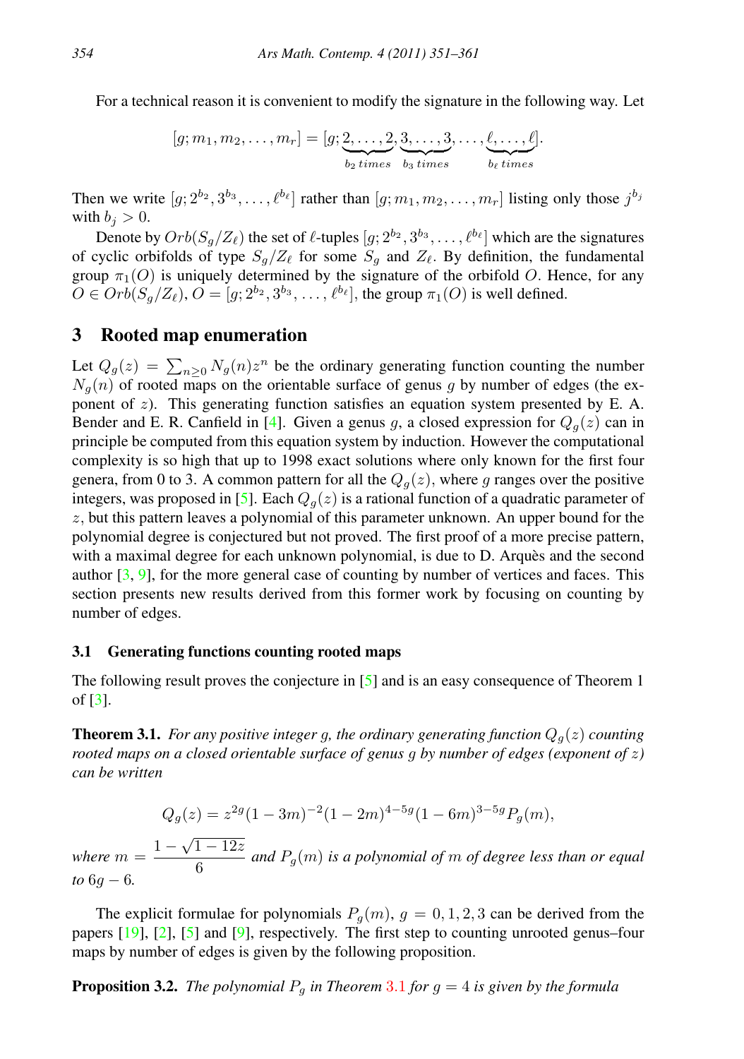For a technical reason it is convenient to modify the signature in the following way. Let

$$[g; m_1, m_2, \ldots, m_r] = [g; \underbrace{2, \ldots, 2}_{b_2\, times}, \underbrace{3, \ldots, 3}_{b_3\, times}, \ldots, \underbrace{\ell, \ldots, \ell}_{b_\ell\, times}].$$

Then we write $[g; 2^{b_2}, 3^{b_3}, \ldots, \ell^{b_\ell}]$ rather than $[g; m_1, m_2, \ldots, m_r]$ listing only those $j^{b_j}$ with $b_j > 0$.

Denote by $Orb(S_g/Z_\ell)$ the set of $\ell$-tuples $[g; 2^{b_2}, 3^{b_3}, \ldots, \ell^{b_\ell}]$ which are the signatures of cyclic orbifolds of type $S_g/Z_\ell$ for some $S_g$ and $Z_\ell$. By definition, the fundamental group $\pi_1(O)$ is uniquely determined by the signature of the orbifold $O$. Hence, for any $O \in Orb(S_g/Z_\ell)$, $O = [g; 2^{b_2}, 3^{b_3}, \ldots, \ell^{b_\ell}]$, the group $\pi_1(O)$ is well defined.

## 3 Rooted map enumeration

Let $Q_g(z) = \sum_{n \geq 0} N_g(n) z^n$ be the ordinary generating function counting the number $N_g(n)$ of rooted maps on the orientable surface of genus $g$ by number of edges (the exponent of $z$). This generating function satisfies an equation system presented by E. A. Bender and E. R. Canfield in [4]. Given a genus $g$, a closed expression for $Q_g(z)$ can in principle be computed from this equation system by induction. However the computational complexity is so high that up to 1998 exact solutions where only known for the first four genera, from 0 to 3. A common pattern for all the $Q_g(z)$, where $g$ ranges over the positive integers, was proposed in [5]. Each $Q_g(z)$ is a rational function of a quadratic parameter of $z$, but this pattern leaves a polynomial of this parameter unknown. An upper bound for the polynomial degree is conjectured but not proved. The first proof of a more precise pattern, with a maximal degree for each unknown polynomial, is due to D. Arquès and the second author [3, 9], for the more general case of counting by number of vertices and faces. This section presents new results derived from this former work by focusing on counting by number of edges.

### 3.1 Generating functions counting rooted maps

The following result proves the conjecture in [5] and is an easy consequence of Theorem 1 of [3].

**Theorem 3.1.** *For any positive integer g, the ordinary generating function $Q_g(z)$ counting rooted maps on a closed orientable surface of genus g by number of edges (exponent of z) can be written*

$$Q_g(z) = z^{2g}(1 - 3m)^{-2}(1 - 2m)^{4-5g}(1 - 6m)^{3-5g} P_g(m),$$

*where* $m = \dfrac{1 - \sqrt{1 - 12z}}{6}$ *and $P_g(m)$ is a polynomial of $m$ of degree less than or equal to $6g - 6$.*

The explicit formulae for polynomials $P_g(m)$, $g = 0, 1, 2, 3$ can be derived from the papers [19], [2], [5] and [9], respectively. The first step to counting unrooted genus–four maps by number of edges is given by the following proposition.

**Proposition 3.2.** *The polynomial $P_g$ in Theorem 3.1 for $g = 4$ is given by the formula*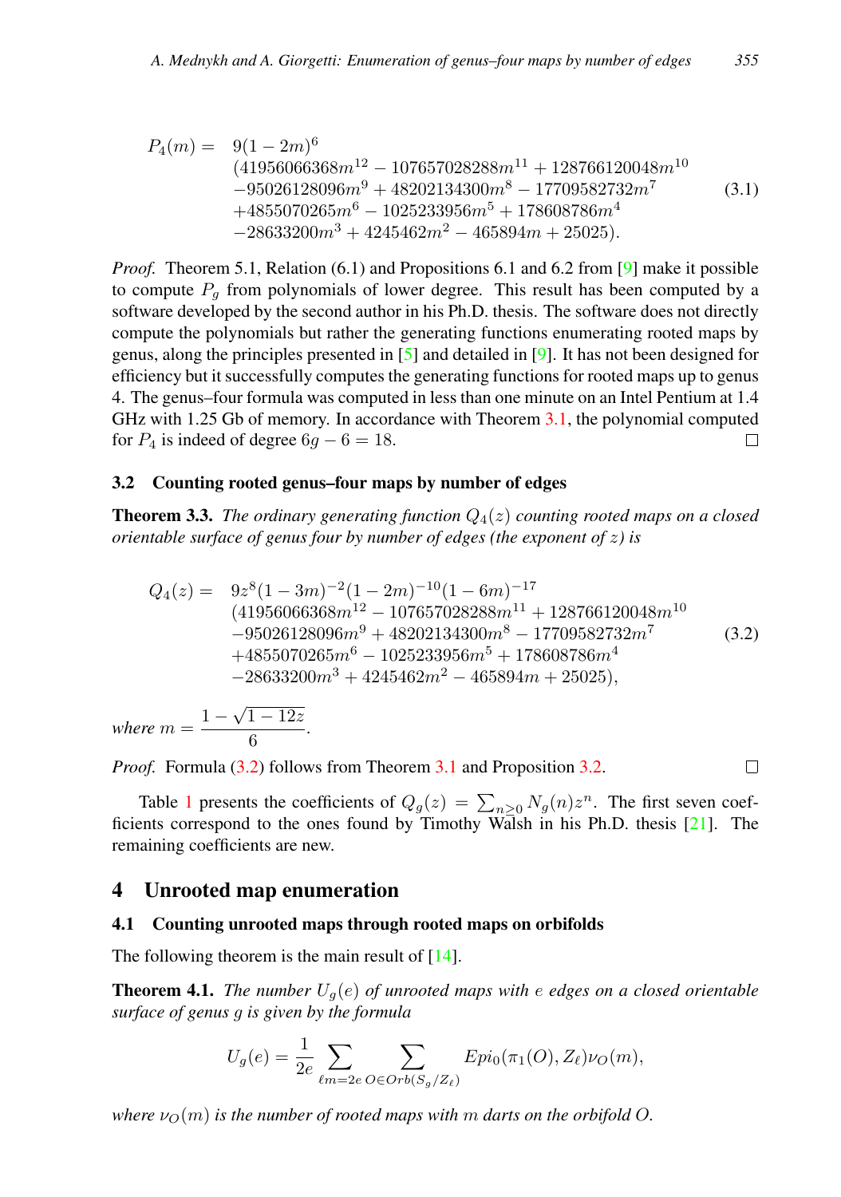$$
\begin{aligned}
P_4(m) = \quad & 9(1-2m)^6 \\
& (41956066368m^{12} - 107657028288m^{11} + 128766120048m^{10} \\
& -95026128096m^9 + 48202134300m^8 - 17709582732m^7 \\
& +4855070265m^6 - 1025233956m^5 + 178608786m^4 \\
& -28633200m^3 + 4245462m^2 - 465894m + 25025).
\end{aligned} \tag{3.1}
$$

*Proof.* Theorem 5.1, Relation (6.1) and Propositions 6.1 and 6.2 from [9] make it possible to compute $P_g$ from polynomials of lower degree. This result has been computed by a software developed by the second author in his Ph.D. thesis. The software does not directly compute the polynomials but rather the generating functions enumerating rooted maps by genus, along the principles presented in [5] and detailed in [9]. It has not been designed for efficiency but it successfully computes the generating functions for rooted maps up to genus 4. The genus–four formula was computed in less than one minute on an Intel Pentium at 1.4 GHz with 1.25 Gb of memory. In accordance with Theorem 3.1, the polynomial computed for $P_4$ is indeed of degree $6g - 6 = 18$. □

### 3.2 Counting rooted genus–four maps by number of edges

**Theorem 3.3.** *The ordinary generating function $Q_4(z)$ counting rooted maps on a closed orientable surface of genus four by number of edges (the exponent of $z$) is*

$$
\begin{aligned}
Q_4(z) = \quad & 9z^8(1-3m)^{-2}(1-2m)^{-10}(1-6m)^{-17} \\
& (41956066368m^{12} - 107657028288m^{11} + 128766120048m^{10} \\
& -95026128096m^9 + 48202134300m^8 - 17709582732m^7 \\
& +4855070265m^6 - 1025233956m^5 + 178608786m^4 \\
& -28633200m^3 + 4245462m^2 - 465894m + 25025),
\end{aligned} \tag{3.2}
$$

*where* $m = \dfrac{1-\sqrt{1-12z}}{6}$.

*Proof.* Formula (3.2) follows from Theorem 3.1 and Proposition 3.2. □

Table 1 presents the coefficients of $Q_g(z) = \sum_{n\geq 0} N_g(n)z^n$. The first seven coefficients correspond to the ones found by Timothy Walsh in his Ph.D. thesis [21]. The remaining coefficients are new.

## 4 Unrooted map enumeration

### 4.1 Counting unrooted maps through rooted maps on orbifolds

The following theorem is the main result of [14].

**Theorem 4.1.** *The number $U_g(e)$ of unrooted maps with $e$ edges on a closed orientable surface of genus $g$ is given by the formula*

$$
U_g(e) = \frac{1}{2e} \sum_{\ell m = 2e} \sum_{O \in Orb(S_g/Z_\ell)} Epi_0(\pi_1(O), Z_\ell)\nu_O(m),
$$

*where $\nu_O(m)$ is the number of rooted maps with $m$ darts on the orbifold $O$.*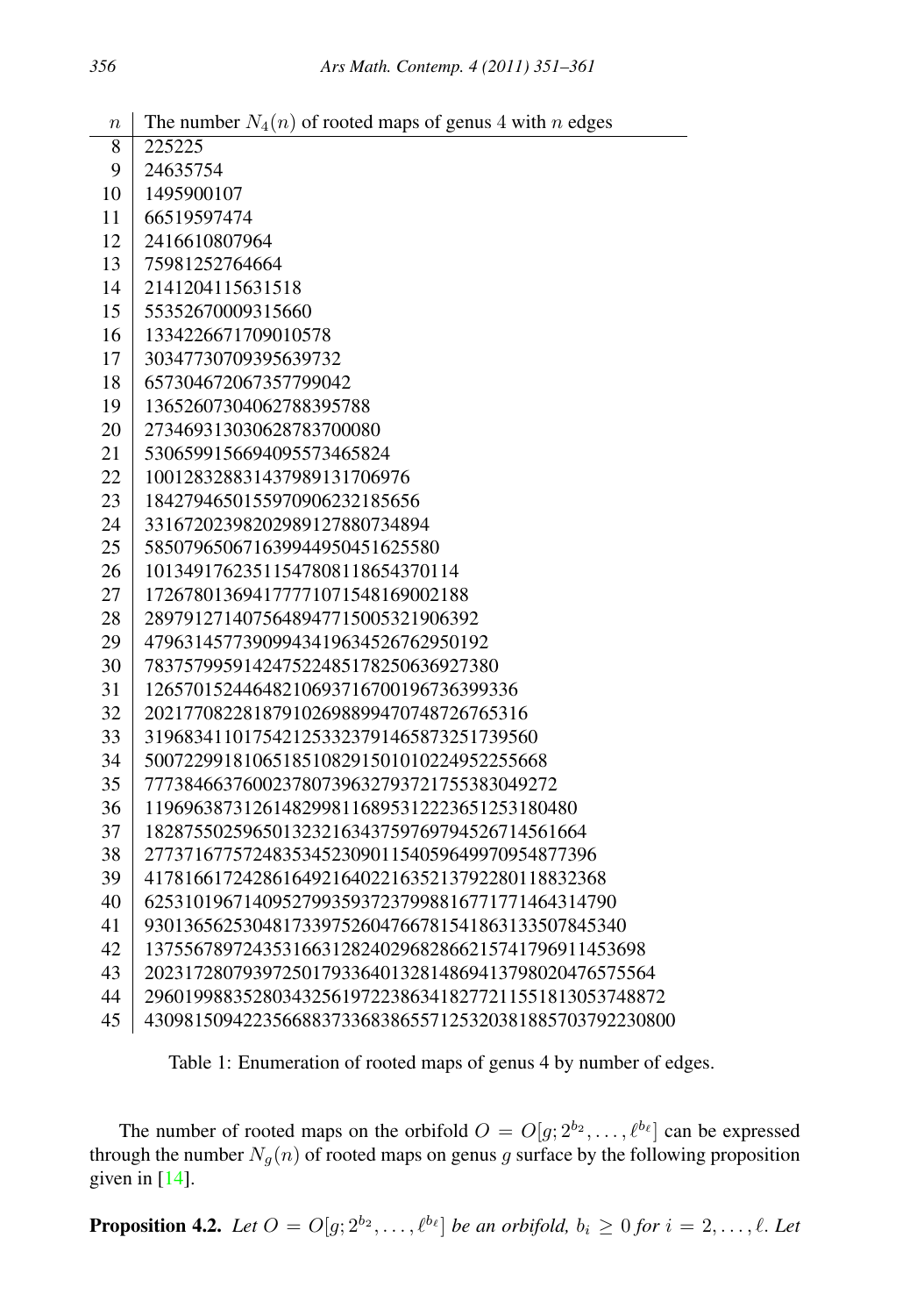| $n$ | The number $N_4(n)$ of rooted maps of genus 4 with $n$ edges |
|---|---|
| 8 | 225225 |
| 9 | 24635754 |
| 10 | 1495900107 |
| 11 | 66519597474 |
| 12 | 2416610807964 |
| 13 | 75981252764664 |
| 14 | 2141204115631518 |
| 15 | 55352670009315660 |
| 16 | 1334226671709010578 |
| 17 | 30347730709395639732 |
| 18 | 657304672067357799042 |
| 19 | 13652607304062788395788 |
| 20 | 273469313030628783700080 |
| 21 | 5306599156694095573465824 |
| 22 | 100128328831437989131706976 |
| 23 | 1842794650155970906232185656 |
| 24 | 33167202398202989127880734894 |
| 25 | 585079650671639944950451625580 |
| 26 | 10134917623511547808118654370114 |
| 27 | 172678013694177771071548169002188 |
| 28 | 2897912714075648947715005321906392 |
| 29 | 47963145773909943419634526762950192 |
| 30 | 783757995914247522485178250636927380 |
| 31 | 12657015244648210693716700196736399336 |
| 32 | 202177082281879102698899470748726765316 |
| 33 | 3196834110175421253323791465873251739560 |
| 34 | 50072299181065185108291501010224952255668 |
| 35 | 777384663760023780739632793721755383049272 |
| 36 | 11969638731261482998116895312223651253180480 |
| 37 | 182875502596501323216343759769794526714561664 |
| 38 | 2773716775724835345230901154059649970954877396 |
| 39 | 41781661724286164921640221635213792280118832368 |
| 40 | 625310196714095279935937237998816771771464314790 |
| 41 | 9301365625304817339752604766781541863133507845340 |
| 42 | 137556789724353166312824029682866215741796911453698 |
| 43 | 2023172807939725017933640132814869413798020476575564 |
| 44 | 29601998835280343256197223863418277211551813053748872 |
| 45 | 430981509422356688373368386557125320381885703792230800 |

Table 1: Enumeration of rooted maps of genus 4 by number of edges.

The number of rooted maps on the orbifold $O = O[g; 2^{b_2}, \ldots, \ell^{b_\ell}]$ can be expressed through the number $N_g(n)$ of rooted maps on genus $g$ surface by the following proposition given in [14].

**Proposition 4.2.** *Let* $O = O[g; 2^{b_2}, \ldots, \ell^{b_\ell}]$ *be an orbifold,* $b_i \geq 0$ *for* $i = 2, \ldots, \ell$. *Let*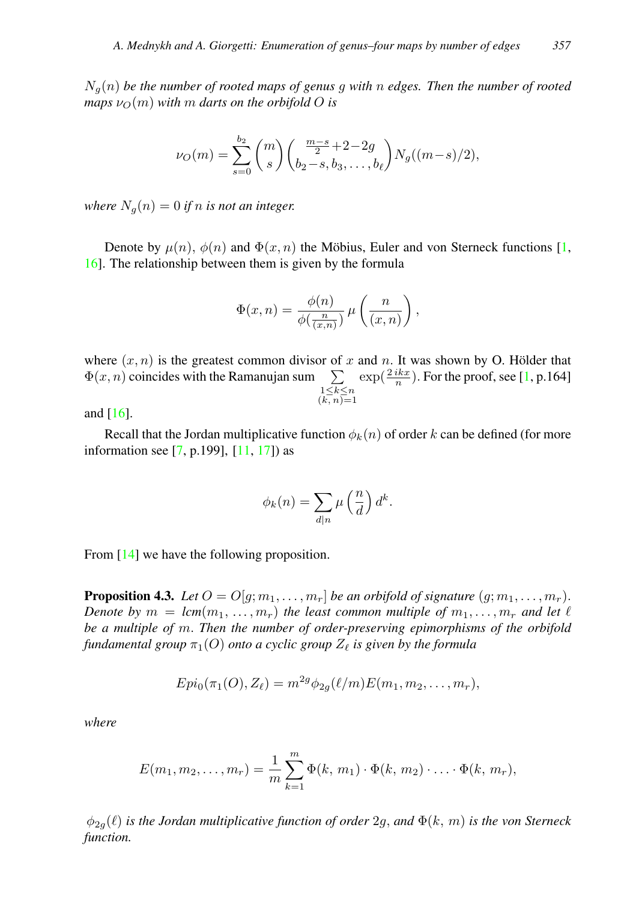*$N_g(n)$ be the number of rooted maps of genus $g$ with $n$ edges. Then the number of rooted maps $\nu_O(m)$ with $m$ darts on the orbifold $O$ is*

$$\nu_O(m) = \sum_{s=0}^{b_2} \binom{m}{s} \binom{\frac{m-s}{2}+2-2g}{b_2-s, b_3, \ldots, b_\ell} N_g((m-s)/2),$$

*where $N_g(n) = 0$ if $n$ is not an integer.*

Denote by $\mu(n)$, $\phi(n)$ and $\Phi(x, n)$ the Möbius, Euler and von Sterneck functions [1, 16]. The relationship between them is given by the formula

$$\Phi(x, n) = \frac{\phi(n)}{\phi(\frac{n}{(x,n)})} \, \mu\left(\frac{n}{(x, n)}\right),$$

where $(x, n)$ is the greatest common divisor of $x$ and $n$. It was shown by O. Hölder that $\Phi(x, n)$ coincides with the Ramanujan sum $\sum_{\substack{1 \le k \le n \\ (k,\, n)=1}} \exp(\frac{2\, ikx}{n})$. For the proof, see [1, p.164] and [16].

Recall that the Jordan multiplicative function $\phi_k(n)$ of order $k$ can be defined (for more information see [7, p.199], [11, 17]) as

$$\phi_k(n) = \sum_{d|n} \mu\left(\frac{n}{d}\right) d^k.$$

From [14] we have the following proposition.

**Proposition 4.3.** *Let $O = O[g; m_1, \ldots, m_r]$ be an orbifold of signature $(g; m_1, \ldots, m_r)$. Denote by $m = lcm(m_1, \ldots, m_r)$ the least common multiple of $m_1, \ldots, m_r$ and let $\ell$ be a multiple of $m$. Then the number of order-preserving epimorphisms of the orbifold fundamental group $\pi_1(O)$ onto a cyclic group $Z_\ell$ is given by the formula*

$$Epi_0(\pi_1(O), Z_\ell) = m^{2g} \phi_{2g}(\ell/m) E(m_1, m_2, \ldots, m_r),$$

*where*

$$E(m_1, m_2, \ldots, m_r) = \frac{1}{m} \sum_{k=1}^{m} \Phi(k,\, m_1) \cdot \Phi(k,\, m_2) \cdot \ldots \cdot \Phi(k,\, m_r),$$

*$\phi_{2g}(\ell)$ is the Jordan multiplicative function of order $2g$, and $\Phi(k,\, m)$ is the von Sterneck function.*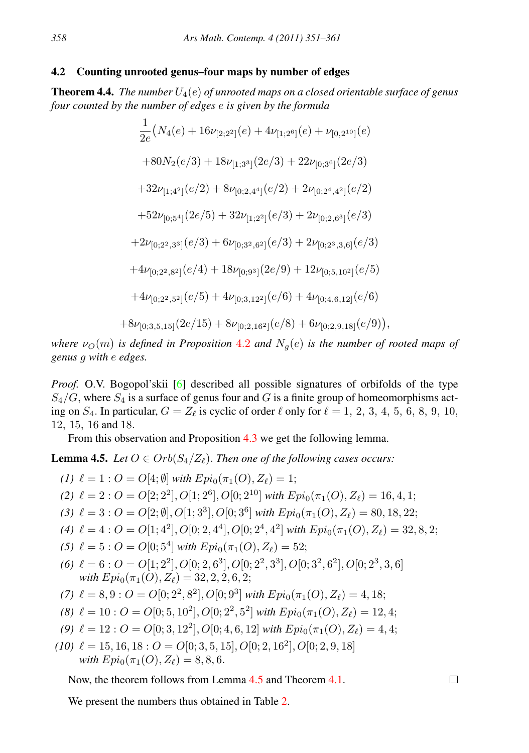### 4.2 Counting unrooted genus–four maps by number of edges

**Theorem 4.4.** *The number $U_4(e)$ of unrooted maps on a closed orientable surface of genus four counted by the number of edges $e$ is given by the formula*

$$\frac{1}{2e}\big(N_4(e) + 16\nu_{[2;2^2]}(e) + 4\nu_{[1;2^6]}(e) + \nu_{[0,2^{10}]}(e)$$

$$+80N_2(e/3) + 18\nu_{[1;3^3]}(2e/3) + 22\nu_{[0;3^6]}(2e/3)$$

$$+32\nu_{[1;4^2]}(e/2) + 8\nu_{[0;2,4^4]}(e/2) + 2\nu_{[0;2^4,4^2]}(e/2)$$

$$+52\nu_{[0;5^4]}(2e/5) + 32\nu_{[1;2^2]}(e/3) + 2\nu_{[0;2,6^3]}(e/3)$$

$$+2\nu_{[0;2^2,3^3]}(e/3) + 6\nu_{[0;3^2,6^2]}(e/3) + 2\nu_{[0;2^3,3,6]}(e/3)$$

$$+4\nu_{[0;2^2,8^2]}(e/4) + 18\nu_{[0;9^3]}(2e/9) + 12\nu_{[0;5,10^2]}(e/5)$$

$$+4\nu_{[0;2^2,5^2]}(e/5) + 4\nu_{[0;3,12^2]}(e/6) + 4\nu_{[0;4,6,12]}(e/6)$$

$$+8\nu_{[0;3,5,15]}(2e/15) + 8\nu_{[0;2,16^2]}(e/8) + 6\nu_{[0;2,9,18]}(e/9)\big),$$

*where $\nu_O(m)$ is defined in Proposition 4.2 and $N_g(e)$ is the number of rooted maps of genus $g$ with $e$ edges.*

*Proof.* O.V. Bogopol'skii [6] described all possible signatures of orbifolds of the type $S_4/G$, where $S_4$ is a surface of genus four and $G$ is a finite group of homeomorphisms acting on $S_4$. In particular, $G = Z_\ell$ is cyclic of order $\ell$ only for $\ell = 1, 2, 3, 4, 5, 6, 8, 9, 10, 12, 15, 16$ and $18$.

From this observation and Proposition 4.3 we get the following lemma.

**Lemma 4.5.** *Let $O \in Orb(S_4/Z_\ell)$. Then one of the following cases occurs:*

1. $\ell = 1 : O = O[4; \emptyset]$ *with* $Epi_0(\pi_1(O), Z_\ell) = 1$;
2. $\ell = 2 : O = O[2; 2^2], O[1; 2^6], O[0; 2^{10}]$ *with* $Epi_0(\pi_1(O), Z_\ell) = 16, 4, 1$;
3. $\ell = 3 : O = O[2; \emptyset], O[1; 3^3], O[0; 3^6]$ *with* $Epi_0(\pi_1(O), Z_\ell) = 80, 18, 22$;
4. $\ell = 4 : O = O[1; 4^2], O[0; 2, 4^4], O[0; 2^4, 4^2]$ *with* $Epi_0(\pi_1(O), Z_\ell) = 32, 8, 2$;
5. $\ell = 5 : O = O[0; 5^4]$ *with* $Epi_0(\pi_1(O), Z_\ell) = 52$;
6. $\ell = 6 : O = O[1; 2^2], O[0; 2, 6^3], O[0; 2^2, 3^3], O[0; 3^2, 6^2], O[0; 2^3, 3, 6]$ *with* $Epi_0(\pi_1(O), Z_\ell) = 32, 2, 2, 6, 2$;
7. $\ell = 8, 9 : O = O[0; 2^2, 8^2], O[0; 9^3]$ *with* $Epi_0(\pi_1(O), Z_\ell) = 4, 18$;
8. $\ell = 10 : O = O[0; 5, 10^2], O[0; 2^2, 5^2]$ *with* $Epi_0(\pi_1(O), Z_\ell) = 12, 4$;
9. $\ell = 12 : O = O[0; 3, 12^2], O[0; 4, 6, 12]$ *with* $Epi_0(\pi_1(O), Z_\ell) = 4, 4$;
10. $\ell = 15, 16, 18 : O = O[0; 3, 5, 15], O[0; 2, 16^2], O[0; 2, 9, 18]$ *with* $Epi_0(\pi_1(O), Z_\ell) = 8, 8, 6$.

Now, the theorem follows from Lemma 4.5 and Theorem 4.1. □

We present the numbers thus obtained in Table 2.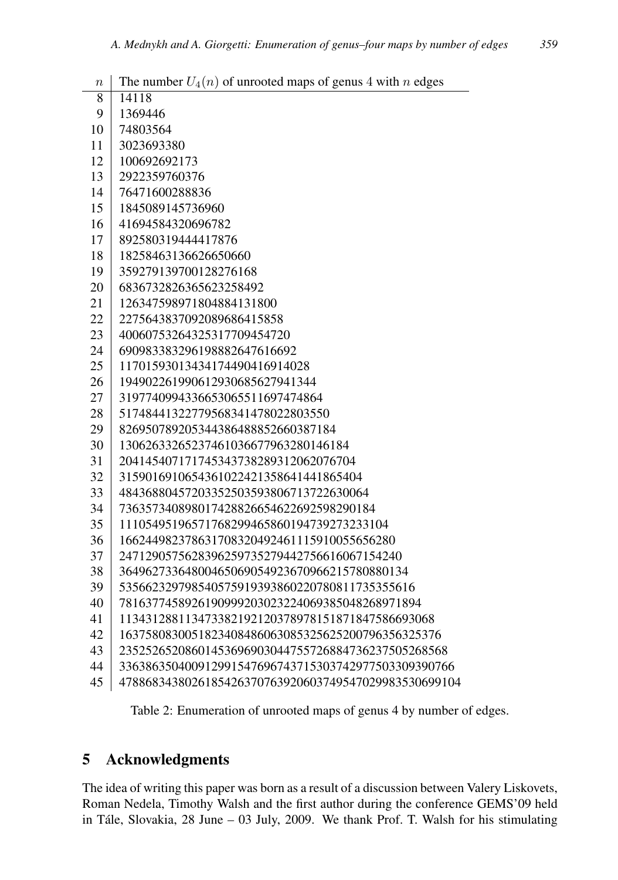| $n$ | The number $U_4(n)$ of unrooted maps of genus 4 with $n$ edges |
|---|---|
| 8 | 14118 |
| 9 | 1369446 |
| 10 | 74803564 |
| 11 | 3023693380 |
| 12 | 100692692173 |
| 13 | 2922359760376 |
| 14 | 76471600288836 |
| 15 | 1845089145736960 |
| 16 | 41694584320696782 |
| 17 | 892580319444417876 |
| 18 | 18258463136626650660 |
| 19 | 359279139700128276168 |
| 20 | 6836732826365623258492 |
| 21 | 126347598971804884131800 |
| 22 | 2275643837092089686415858 |
| 23 | 40060753264325317709454720 |
| 24 | 690983383296198882647616692 |
| 25 | 11701593013434174490416914028 |
| 26 | 194902261990612930685627941344 |
| 27 | 3197740994336653065511697474864 |
| 28 | 51748441322779568341478022803550 |
| 29 | 826950789205344386488852660387184 |
| 30 | 13062633265237461036677963280146184 |
| 31 | 204145407171745343738289312062076704 |
| 32 | 3159016910654361022421358641441865404 |
| 33 | 48436880457203352503593806713722630064 |
| 34 | 736357340898017428826654622692598290184 |
| 35 | 11105495196571768299465860194739273233104 |
| 36 | 166244982378631708320492461115910055656280 |
| 37 | 2471290575628396259735279442756616067154240 |
| 38 | 36496273364800465069054923670966215780880134 |
| 39 | 535662329798540575919393860220780811735355616 |
| 40 | 7816377458926190999203023224069385048268971894 |
| 41 | 113431288113473382192120378978151871847586693068 |
| 42 | 1637580830051823408486063085325625200796356325376 |
| 43 | 23525265208601453696903044755726884736237505268568 |
| 44 | 336386350400912991547696743715303742977503309390766 |
| 45 | 4788683438026185426370763920603749547029983530699104 |

Table 2: Enumeration of unrooted maps of genus 4 by number of edges.

## 5 Acknowledgments

The idea of writing this paper was born as a result of a discussion between Valery Liskovets, Roman Nedela, Timothy Walsh and the first author during the conference GEMS'09 held in Tále, Slovakia, 28 June – 03 July, 2009. We thank Prof. T. Walsh for his stimulating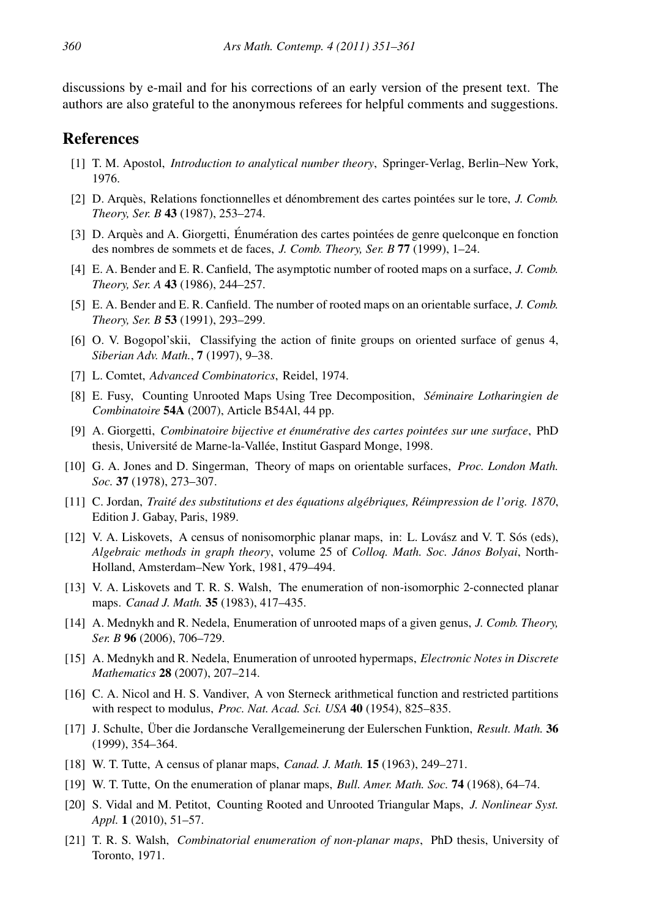discussions by e-mail and for his corrections of an early version of the present text. The authors are also grateful to the anonymous referees for helpful comments and suggestions.

## References

[1] T. M. Apostol, *Introduction to analytical number theory*, Springer-Verlag, Berlin–New York, 1976.

[2] D. Arquès, Relations fonctionnelles et dénombrement des cartes pointées sur le tore, *J. Comb. Theory, Ser. B* **43** (1987), 253–274.

[3] D. Arquès and A. Giorgetti, Énumération des cartes pointées de genre quelconque en fonction des nombres de sommets et de faces, *J. Comb. Theory, Ser. B* **77** (1999), 1–24.

[4] E. A. Bender and E. R. Canfield, The asymptotic number of rooted maps on a surface, *J. Comb. Theory, Ser. A* **43** (1986), 244–257.

[5] E. A. Bender and E. R. Canfield. The number of rooted maps on an orientable surface, *J. Comb. Theory, Ser. B* **53** (1991), 293–299.

[6] O. V. Bogopol'skii, Classifying the action of finite groups on oriented surface of genus 4, *Siberian Adv. Math.*, **7** (1997), 9–38.

[7] L. Comtet, *Advanced Combinatorics*, Reidel, 1974.

[8] E. Fusy, Counting Unrooted Maps Using Tree Decomposition, *Séminaire Lotharingien de Combinatoire* **54A** (2007), Article B54Al, 44 pp.

[9] A. Giorgetti, *Combinatoire bijective et énumérative des cartes pointées sur une surface*, PhD thesis, Université de Marne-la-Vallée, Institut Gaspard Monge, 1998.

[10] G. A. Jones and D. Singerman, Theory of maps on orientable surfaces, *Proc. London Math. Soc.* **37** (1978), 273–307.

[11] C. Jordan, *Traité des substitutions et des équations algébriques, Réimpression de l'orig. 1870*, Edition J. Gabay, Paris, 1989.

[12] V. A. Liskovets, A census of nonisomorphic planar maps, in: L. Lovász and V. T. Sós (eds), *Algebraic methods in graph theory*, volume 25 of *Colloq. Math. Soc. János Bolyai*, North-Holland, Amsterdam–New York, 1981, 479–494.

[13] V. A. Liskovets and T. R. S. Walsh, The enumeration of non-isomorphic 2-connected planar maps. *Canad J. Math.* **35** (1983), 417–435.

[14] A. Mednykh and R. Nedela, Enumeration of unrooted maps of a given genus, *J. Comb. Theory, Ser. B* **96** (2006), 706–729.

[15] A. Mednykh and R. Nedela, Enumeration of unrooted hypermaps, *Electronic Notes in Discrete Mathematics* **28** (2007), 207–214.

[16] C. A. Nicol and H. S. Vandiver, A von Sterneck arithmetical function and restricted partitions with respect to modulus, *Proc. Nat. Acad. Sci. USA* **40** (1954), 825–835.

[17] J. Schulte, Über die Jordansche Verallgemeinerung der Eulerschen Funktion, *Result. Math.* **36** (1999), 354–364.

[18] W. T. Tutte, A census of planar maps, *Canad. J. Math.* **15** (1963), 249–271.

[19] W. T. Tutte, On the enumeration of planar maps, *Bull. Amer. Math. Soc.* **74** (1968), 64–74.

[20] S. Vidal and M. Petitot, Counting Rooted and Unrooted Triangular Maps, *J. Nonlinear Syst. Appl.* **1** (2010), 51–57.

[21] T. R. S. Walsh, *Combinatorial enumeration of non-planar maps*, PhD thesis, University of Toronto, 1971.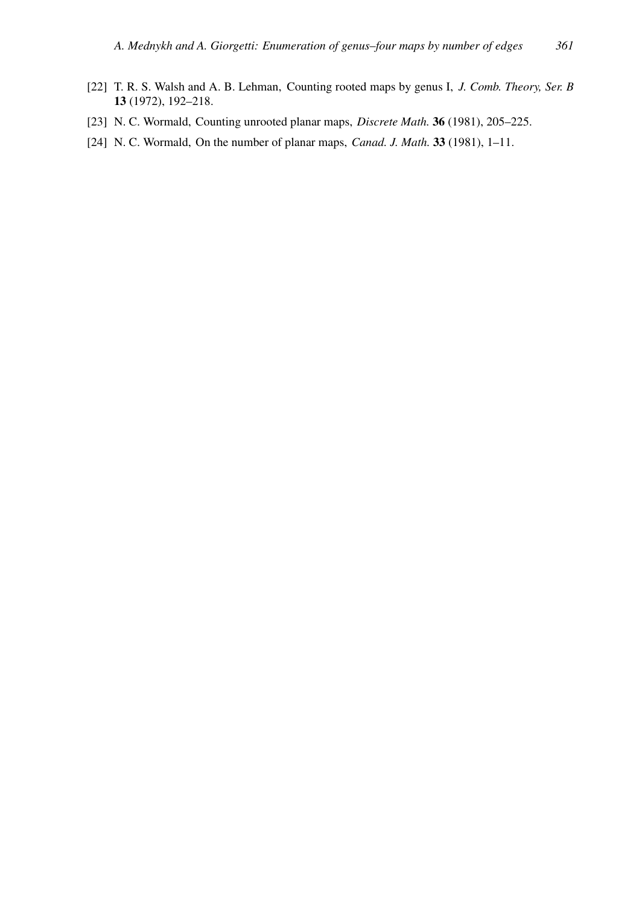[22] T. R. S. Walsh and A. B. Lehman, Counting rooted maps by genus I, *J. Comb. Theory, Ser. B* **13** (1972), 192–218.

[23] N. C. Wormald, Counting unrooted planar maps, *Discrete Math.* **36** (1981), 205–225.

[24] N. C. Wormald, On the number of planar maps, *Canad. J. Math.* **33** (1981), 1–11.